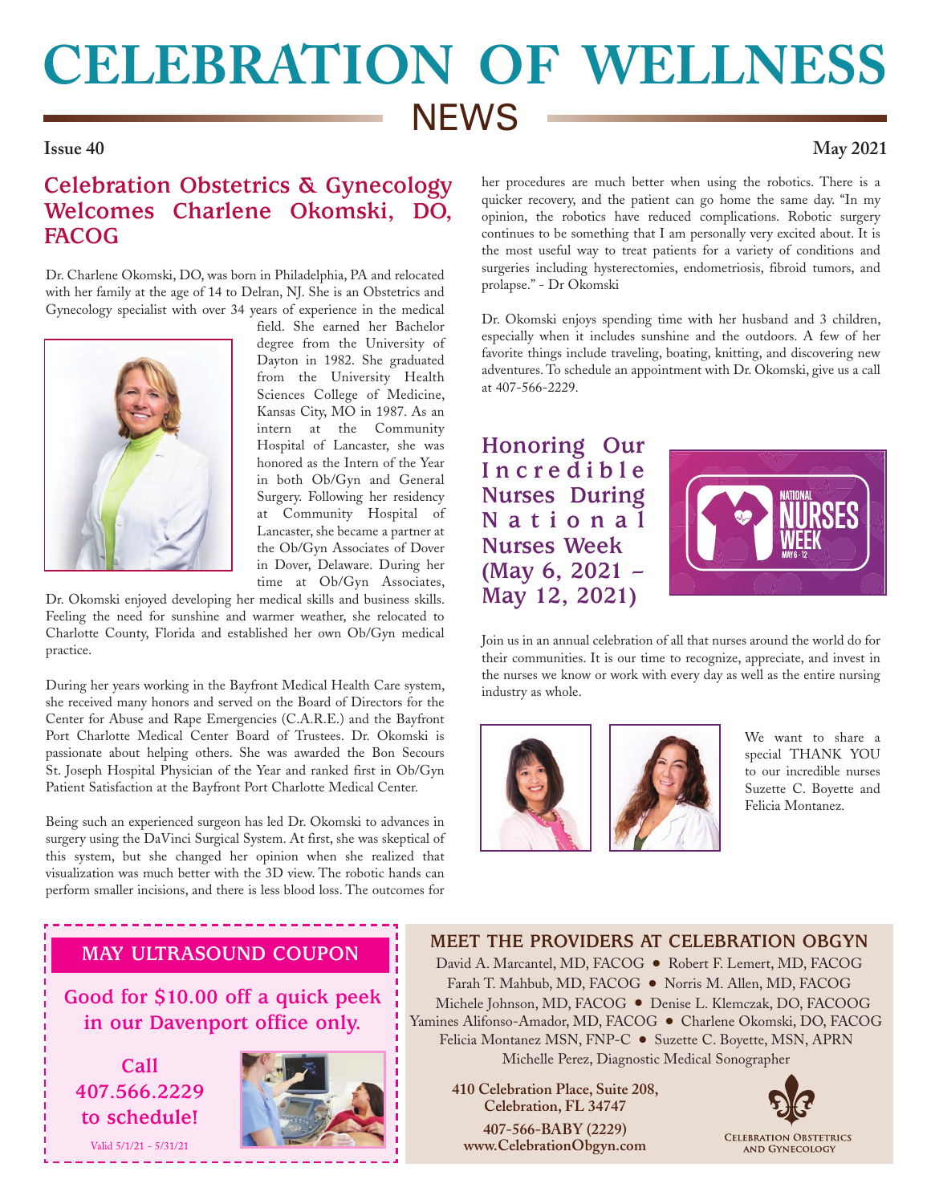# CELEBRATION OF WELLNESS NEWS

**Issue 40** **May 2021**

## Celebration Obstetrics & Gynecology Welcomes Charlene Okomski, DO, FACOG

Dr. Charlene Okomski, DO, was born in Philadelphia, PA and relocated with her family at the age of 14 to Delran, NJ. She is an Obstetrics and Gynecology specialist with over 34 years of experience in the medical field. She earned her Bachelor degree from the University of Dayton in 1982. She graduated from the University Health Sciences College of Medicine, Kansas City, MO in 1987. As an intern at the Community Hospital of Lancaster, she was honored as the Intern of the Year in both Ob/Gyn and General Surgery. Following her residency at Community Hospital of Lancaster, she became a partner at the Ob/Gyn Associates of Dover in Dover, Delaware. During her time at Ob/Gyn Associates, Dr. Okomski enjoyed developing her medical skills and business skills. Feeling the need for sunshine and warmer weather, she relocated to Charlotte County, Florida and established her own Ob/Gyn medical practice.

During her years working in the Bayfront Medical Health Care system, she received many honors and served on the Board of Directors for the Center for Abuse and Rape Emergencies (C.A.R.E.) and the Bayfront Port Charlotte Medical Center Board of Trustees. Dr. Okomski is passionate about helping others. She was awarded the Bon Secours St. Joseph Hospital Physician of the Year and ranked first in Ob/Gyn Patient Satisfaction at the Bayfront Port Charlotte Medical Center.

Being such an experienced surgeon has led Dr. Okomski to advances in surgery using the DaVinci Surgical System. At first, she was skeptical of this system, but she changed her opinion when she realized that visualization was much better with the 3D view. The robotic hands can perform smaller incisions, and there is less blood loss. The outcomes for her procedures are much better when using the robotics. There is a quicker recovery, and the patient can go home the same day. "In my opinion, the robotics have reduced complications. Robotic surgery continues to be something that I am personally very excited about. It is the most useful way to treat patients for a variety of conditions and surgeries including hysterectomies, endometriosis, fibroid tumors, and prolapse." - Dr Okomski

Dr. Okomski enjoys spending time with her husband and 3 children, especially when it includes sunshine and the outdoors. A few of her favorite things include traveling, boating, knitting, and discovering new adventures. To schedule an appointment with Dr. Okomski, give us a call at 407-566-2229.

## Honoring Our Incredible Nurses During National Nurses Week (May 6, 2021 – May 12, 2021)

NATIONAL NURSES WEEK MAY 6 - 12

Join us in an annual celebration of all that nurses around the world do for their communities. It is our time to recognize, appreciate, and invest in the nurses we know or work with every day as well as the entire nursing industry as whole.

We want to share a special THANK YOU to our incredible nurses Suzette C. Boyette and Felicia Montanez.

## MAY ULTRASOUND COUPON

**Good for $10.00 off a quick peek in our Davenport office only.**

**Call 407.566.2229 to schedule!**

Valid 5/1/21 - 5/31/21

## MEET THE PROVIDERS AT CELEBRATION OBGYN

David A. Marcantel, MD, FACOG • Robert F. Lemert, MD, FACOG
Farah T. Mahbub, MD, FACOG • Norris M. Allen, MD, FACOG
Michele Johnson, MD, FACOG • Denise L. Klemczak, DO, FACOOG
Yamines Alifonso-Amador, MD, FACOG • Charlene Okomski, DO, FACOG
Felicia Montanez MSN, FNP-C • Suzette C. Boyette, MSN, APRN
Michelle Perez, Diagnostic Medical Sonographer

**410 Celebration Place, Suite 208, Celebration, FL 34747**

**407-566-BABY (2229)**
**www.CelebrationObgyn.com**

CELEBRATION OBSTETRICS AND GYNECOLOGY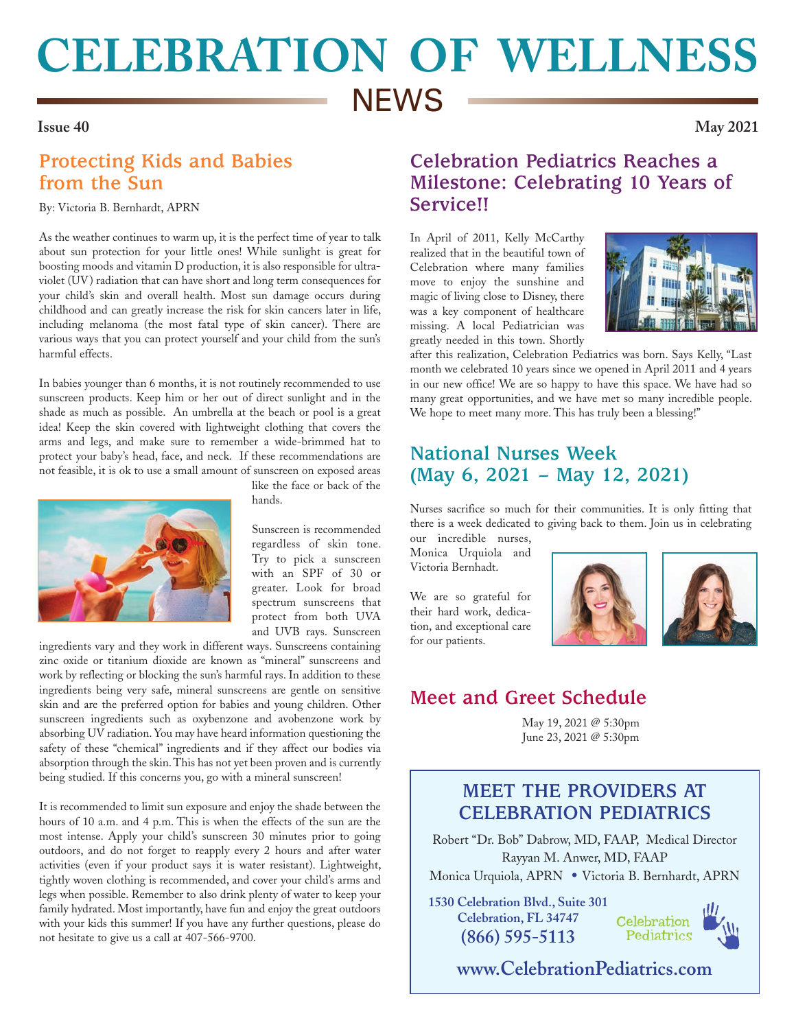# CELEBRATION OF WELLNESS NEWS

**Issue 40** **May 2021**

## Protecting Kids and Babies from the Sun

By: Victoria B. Bernhardt, APRN

As the weather continues to warm up, it is the perfect time of year to talk about sun protection for your little ones! While sunlight is great for boosting moods and vitamin D production, it is also responsible for ultraviolet (UV) radiation that can have short and long term consequences for your child's skin and overall health. Most sun damage occurs during childhood and can greatly increase the risk for skin cancers later in life, including melanoma (the most fatal type of skin cancer). There are various ways that you can protect yourself and your child from the sun's harmful effects.

In babies younger than 6 months, it is not routinely recommended to use sunscreen products. Keep him or her out of direct sunlight and in the shade as much as possible. An umbrella at the beach or pool is a great idea! Keep the skin covered with lightweight clothing that covers the arms and legs, and make sure to remember a wide-brimmed hat to protect your baby's head, face, and neck. If these recommendations are not feasible, it is ok to use a small amount of sunscreen on exposed areas like the face or back of the hands.

Sunscreen is recommended regardless of skin tone. Try to pick a sunscreen with an SPF of 30 or greater. Look for broad spectrum sunscreens that protect from both UVA and UVB rays. Sunscreen ingredients vary and they work in different ways. Sunscreens containing zinc oxide or titanium dioxide are known as "mineral" sunscreens and work by reflecting or blocking the sun's harmful rays. In addition to these ingredients being very safe, mineral sunscreens are gentle on sensitive skin and are the preferred option for babies and young children. Other sunscreen ingredients such as oxybenzone and avobenzone work by absorbing UV radiation. You may have heard information questioning the safety of these "chemical" ingredients and if they affect our bodies via absorption through the skin. This has not yet been proven and is currently being studied. If this concerns you, go with a mineral sunscreen!

It is recommended to limit sun exposure and enjoy the shade between the hours of 10 a.m. and 4 p.m. This is when the effects of the sun are the most intense. Apply your child's sunscreen 30 minutes prior to going outdoors, and do not forget to reapply every 2 hours and after water activities (even if your product says it is water resistant). Lightweight, tightly woven clothing is recommended, and cover your child's arms and legs when possible. Remember to also drink plenty of water to keep your family hydrated. Most importantly, have fun and enjoy the great outdoors with your kids this summer! If you have any further questions, please do not hesitate to give us a call at 407-566-9700.

## Celebration Pediatrics Reaches a Milestone: Celebrating 10 Years of Service!!

In April of 2011, Kelly McCarthy realized that in the beautiful town of Celebration where many families move to enjoy the sunshine and magic of living close to Disney, there was a key component of healthcare missing. A local Pediatrician was greatly needed in this town. Shortly after this realization, Celebration Pediatrics was born. Says Kelly, "Last month we celebrated 10 years since we opened in April 2011 and 4 years in our new office! We are so happy to have this space. We have had so many great opportunities, and we have met so many incredible people. We hope to meet many more. This has truly been a blessing!"

## National Nurses Week (May 6, 2021 – May 12, 2021)

Nurses sacrifice so much for their communities. It is only fitting that there is a week dedicated to giving back to them. Join us in celebrating our incredible nurses, Monica Urquiola and Victoria Bernhadt.

We are so grateful for their hard work, dedication, and exceptional care for our patients.

## Meet and Greet Schedule

May 19, 2021 @ 5:30pm
June 23, 2021 @ 5:30pm

## MEET THE PROVIDERS AT CELEBRATION PEDIATRICS

Robert "Dr. Bob" Dabrow, MD, FAAP, Medical Director
Rayyan M. Anwer, MD, FAAP
Monica Urquiola, APRN • Victoria B. Bernhardt, APRN

**1530 Celebration Blvd., Suite 301**
**Celebration, FL 34747**
**(866) 595-5113**

Celebration Pediatrics

**www.CelebrationPediatrics.com**